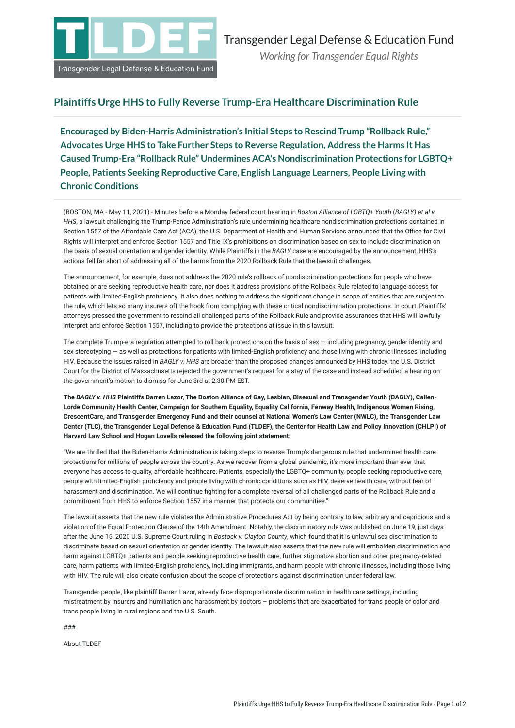Transgender Legal Defense & Education Fund

*Working for Transgender Equal Rights*

# Plaintiffs Urge HHS to Fully Reverse Trump-Era Healthcare Discrimination Rule

## Encouraged by Biden-Harris Administration's Initial Steps to Rescind Trump "Rollback Rule," Advocates Urge HHS to Take Further Steps to Reverse Regulation, Address the Harms It Has Caused Trump-Era "Rollback Rule" Undermines ACA's Nondiscrimination Protections for LGBTQ+ People, Patients Seeking Reproductive Care, English Language Learners, People Living with Chronic Conditions

(BOSTON, MA - May 11, 2021) - Minutes before a Monday federal court hearing in *Boston Alliance of LGBTQ+ Youth* (*BAGLY) et al v. HHS*, a lawsuit challenging the Trump-Pence Administration's rule undermining healthcare nondiscrimination protections contained in Section 1557 of the Affordable Care Act (ACA), the U.S. Department of Health and Human Services announced that the Office for Civil Rights will interpret and enforce Section 1557 and Title IX's prohibitions on discrimination based on sex to include discrimination on the basis of sexual orientation and gender identity. While Plaintiffs in the *BAGLY* case are encouraged by the announcement, HHS's actions fell far short of addressing all of the harms from the 2020 Rollback Rule that the lawsuit challenges.

The announcement, for example, does not address the 2020 rule's rollback of nondiscrimination protections for people who have obtained or are seeking reproductive health care, nor does it address provisions of the Rollback Rule related to language access for patients with limited-English proficiency. It also does nothing to address the significant change in scope of entities that are subject to the rule, which lets so many insurers off the hook from complying with these critical nondiscrimination protections. In court, Plaintiffs' attorneys pressed the government to rescind all challenged parts of the Rollback Rule and provide assurances that HHS will lawfully interpret and enforce Section 1557, including to provide the protections at issue in this lawsuit.

The complete Trump-era regulation attempted to roll back protections on the basis of sex — including pregnancy, gender identity and sex stereotyping — as well as protections for patients with limited-English proficiency and those living with chronic illnesses, including HIV. Because the issues raised in *BAGLY v. HHS* are broader than the proposed changes announced by HHS today, the U.S. District Court for the District of Massachusetts rejected the government's request for a stay of the case and instead scheduled a hearing on the government's motion to dismiss for June 3rd at 2:30 PM EST.

**The *BAGLY v. HHS* Plaintiffs Darren Lazor, The Boston Alliance of Gay, Lesbian, Bisexual and Transgender Youth (BAGLY), Callen-Lorde Community Health Center, Campaign for Southern Equality, Equality California, Fenway Health, Indigenous Women Rising, CrescentCare, and Transgender Emergency Fund and their counsel at National Women's Law Center (NWLC), the Transgender Law Center (TLC), the Transgender Legal Defense & Education Fund (TLDEF), the Center for Health Law and Policy Innovation (CHLPI) of Harvard Law School and Hogan Lovells released the following joint statement:**

"We are thrilled that the Biden-Harris Administration is taking steps to reverse Trump's dangerous rule that undermined health care protections for millions of people across the country. As we recover from a global pandemic, it's more important than ever that everyone has access to quality, affordable healthcare. Patients, especially the LGBTQ+ community, people seeking reproductive care, people with limited-English proficiency and people living with chronic conditions such as HIV, deserve health care, without fear of harassment and discrimination. We will continue fighting for a complete reversal of all challenged parts of the Rollback Rule and a commitment from HHS to enforce Section 1557 in a manner that protects our communities."

The lawsuit asserts that the new rule violates the Administrative Procedures Act by being contrary to law, arbitrary and capricious and a violation of the Equal Protection Clause of the 14th Amendment. Notably, the discriminatory rule was published on June 19, just days after the June 15, 2020 U.S. Supreme Court ruling in *Bostock v. Clayton County*, which found that it is unlawful sex discrimination to discriminate based on sexual orientation or gender identity. The lawsuit also asserts that the new rule will embolden discrimination and harm against LGBTQ+ patients and people seeking reproductive health care, further stigmatize abortion and other pregnancy-related care, harm patients with limited-English proficiency, including immigrants, and harm people with chronic illnesses, including those living with HIV. The rule will also create confusion about the scope of protections against discrimination under federal law.

Transgender people, like plaintiff Darren Lazor, already face disproportionate discrimination in health care settings, including mistreatment by insurers and humiliation and harassment by doctors – problems that are exacerbated for trans people of color and trans people living in rural regions and the U.S. South.

###

About TLDEF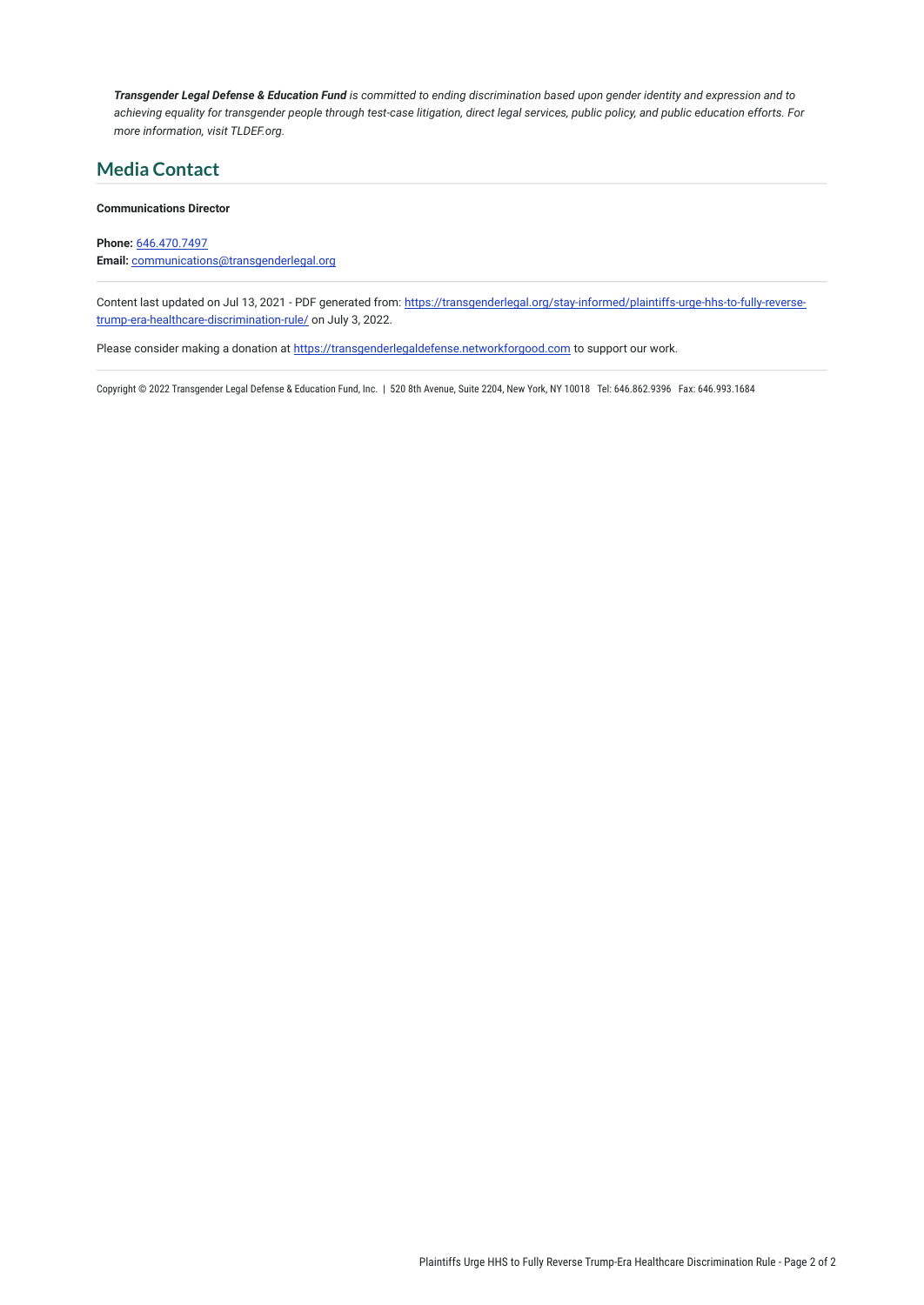***Transgender Legal Defense & Education Fund** is committed to ending discrimination based upon gender identity and expression and to achieving equality for transgender people through test-case litigation, direct legal services, public policy, and public education efforts. For more information, visit TLDEF.org.*

## Media Contact

**Communications Director**

**Phone:** 646.470.7497
**Email:** communications@transgenderlegal.org

Content last updated on Jul 13, 2021 - PDF generated from: https://transgenderlegal.org/stay-informed/plaintiffs-urge-hhs-to-fully-reverse-trump-era-healthcare-discrimination-rule/ on July 3, 2022.

Please consider making a donation at https://transgenderlegaldefense.networkforgood.com to support our work.

Copyright © 2022 Transgender Legal Defense & Education Fund, Inc. | 520 8th Avenue, Suite 2204, New York, NY 10018 Tel: 646.862.9396 Fax: 646.993.1684